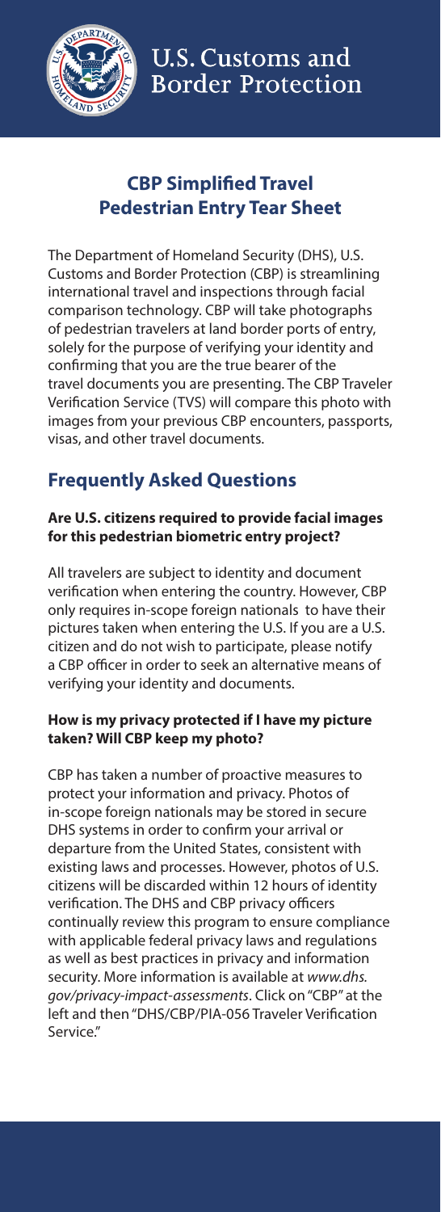# U.S. Customs and Border Protection

## CBP Simplified Travel Pedestrian Entry Tear Sheet

The Department of Homeland Security (DHS), U.S. Customs and Border Protection (CBP) is streamlining international travel and inspections through facial comparison technology. CBP will take photographs of pedestrian travelers at land border ports of entry, solely for the purpose of verifying your identity and confirming that you are the true bearer of the travel documents you are presenting. The CBP Traveler Verification Service (TVS) will compare this photo with images from your previous CBP encounters, passports, visas, and other travel documents.

## Frequently Asked Questions

### Are U.S. citizens required to provide facial images for this pedestrian biometric entry project?

All travelers are subject to identity and document verification when entering the country. However, CBP only requires in-scope foreign nationals to have their pictures taken when entering the U.S. If you are a U.S. citizen and do not wish to participate, please notify a CBP officer in order to seek an alternative means of verifying your identity and documents.

### How is my privacy protected if I have my picture taken? Will CBP keep my photo?

CBP has taken a number of proactive measures to protect your information and privacy. Photos of in-scope foreign nationals may be stored in secure DHS systems in order to confirm your arrival or departure from the United States, consistent with existing laws and processes. However, photos of U.S. citizens will be discarded within 12 hours of identity verification. The DHS and CBP privacy officers continually review this program to ensure compliance with applicable federal privacy laws and regulations as well as best practices in privacy and information security. More information is available at *www.dhs.gov/privacy-impact-assessments*. Click on "CBP" at the left and then "DHS/CBP/PIA-056 Traveler Verification Service."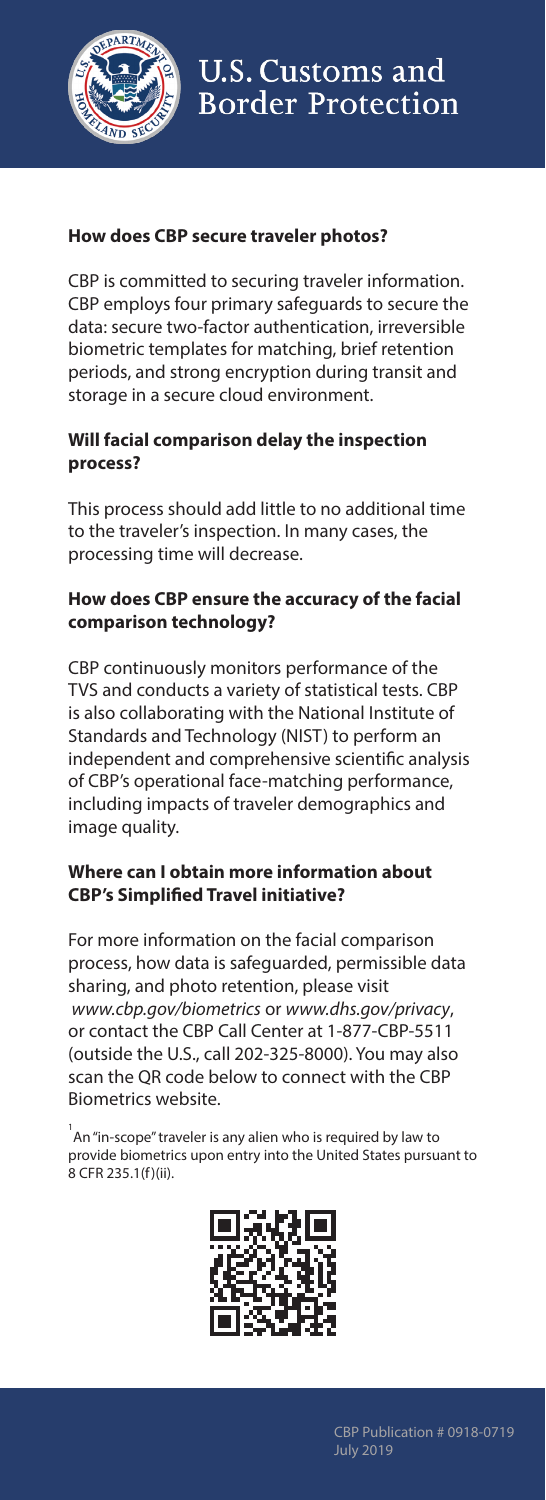U.S. Customs and Border Protection

**How does CBP secure traveler photos?**

CBP is committed to securing traveler information. CBP employs four primary safeguards to secure the data: secure two-factor authentication, irreversible biometric templates for matching, brief retention periods, and strong encryption during transit and storage in a secure cloud environment.

**Will facial comparison delay the inspection process?**

This process should add little to no additional time to the traveler's inspection. In many cases, the processing time will decrease.

**How does CBP ensure the accuracy of the facial comparison technology?**

CBP continuously monitors performance of the TVS and conducts a variety of statistical tests. CBP is also collaborating with the National Institute of Standards and Technology (NIST) to perform an independent and comprehensive scientific analysis of CBP's operational face-matching performance, including impacts of traveler demographics and image quality.

**Where can I obtain more information about CBP's Simplified Travel initiative?**

For more information on the facial comparison process, how data is safeguarded, permissible data sharing, and photo retention, please visit *www.cbp.gov/biometrics* or *www.dhs.gov/privacy*, or contact the CBP Call Center at 1-877-CBP-5511 (outside the U.S., call 202-325-8000). You may also scan the QR code below to connect with the CBP Biometrics website.

[1] An "in-scope" traveler is any alien who is required by law to provide biometrics upon entry into the United States pursuant to 8 CFR 235.1(f)(ii).

CBP Publication # 0918-0719
July 2019